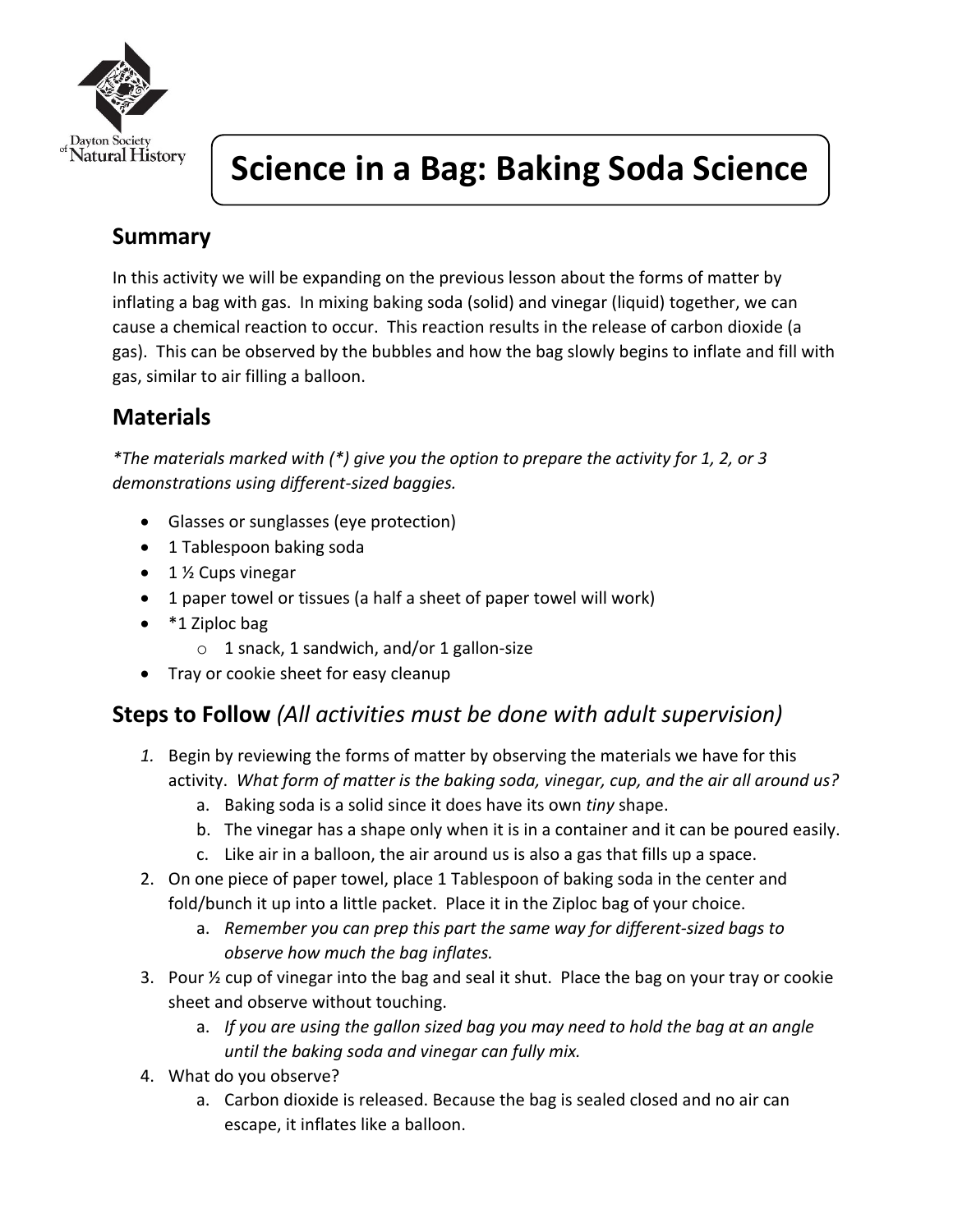Dayton Society of Natural History

# Science in a Bag: Baking Soda Science

## Summary

In this activity we will be expanding on the previous lesson about the forms of matter by inflating a bag with gas. In mixing baking soda (solid) and vinegar (liquid) together, we can cause a chemical reaction to occur. This reaction results in the release of carbon dioxide (a gas). This can be observed by the bubbles and how the bag slowly begins to inflate and fill with gas, similar to air filling a balloon.

## Materials

*\*The materials marked with (\*) give you the option to prepare the activity for 1, 2, or 3 demonstrations using different-sized baggies.*

- Glasses or sunglasses (eye protection)
- 1 Tablespoon baking soda
- 1 ½ Cups vinegar
- 1 paper towel or tissues (a half a sheet of paper towel will work)
- *1 Ziploc bag
  - 1 snack, 1 sandwich, and/or 1 gallon-size
- Tray or cookie sheet for easy cleanup

## Steps to Follow *(All activities must be done with adult supervision)*

1. Begin by reviewing the forms of matter by observing the materials we have for this activity. *What form of matter is the baking soda, vinegar, cup, and the air all around us?*
   a. Baking soda is a solid since it does have its own *tiny* shape.
   b. The vinegar has a shape only when it is in a container and it can be poured easily.
   c. Like air in a balloon, the air around us is also a gas that fills up a space.
2. On one piece of paper towel, place 1 Tablespoon of baking soda in the center and fold/bunch it up into a little packet. Place it in the Ziploc bag of your choice.
   a. *Remember you can prep this part the same way for different-sized bags to observe how much the bag inflates.*
3. Pour ½ cup of vinegar into the bag and seal it shut. Place the bag on your tray or cookie sheet and observe without touching.
   a. *If you are using the gallon sized bag you may need to hold the bag at an angle until the baking soda and vinegar can fully mix.*
4. What do you observe?
   a. Carbon dioxide is released. Because the bag is sealed closed and no air can escape, it inflates like a balloon.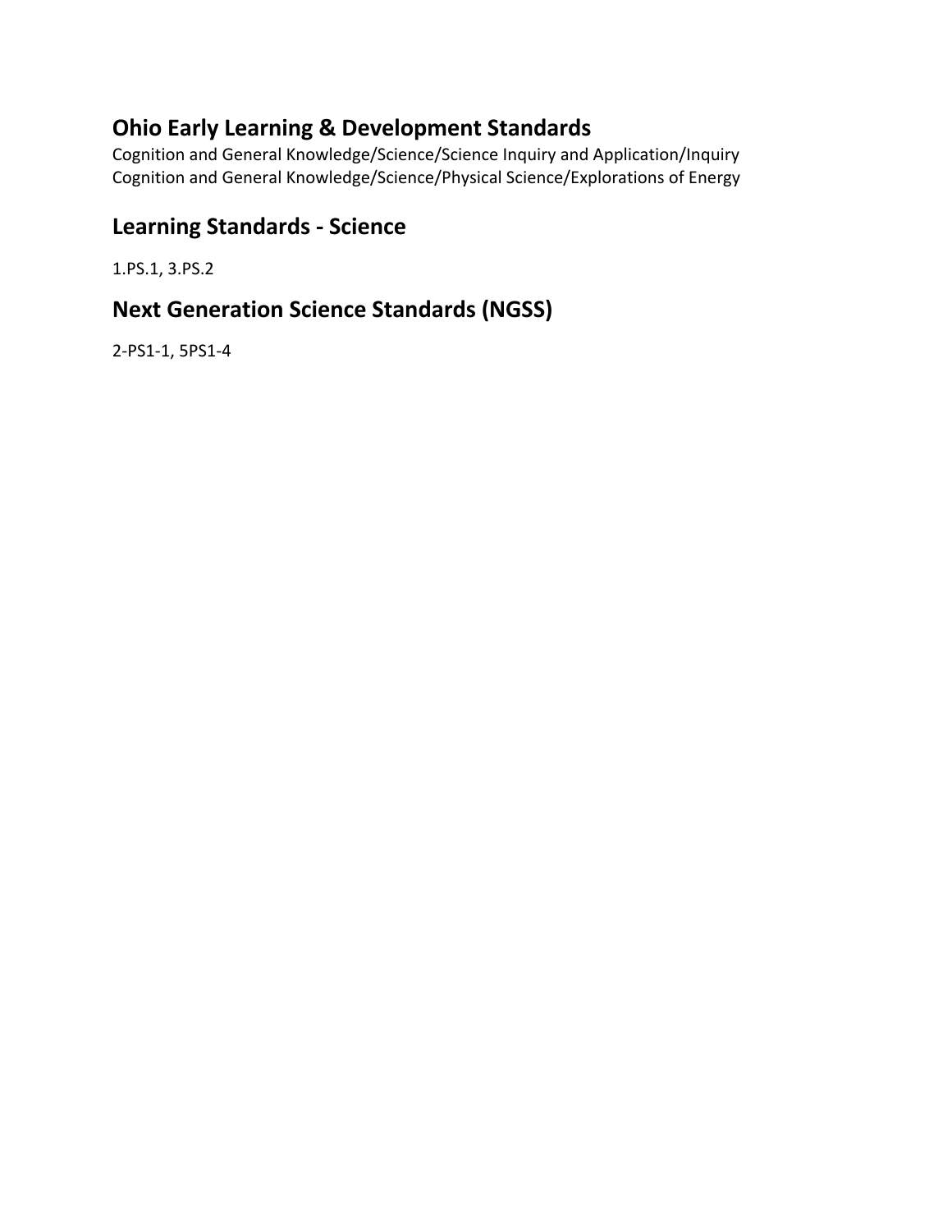## Ohio Early Learning & Development Standards

Cognition and General Knowledge/Science/Science Inquiry and Application/Inquiry
Cognition and General Knowledge/Science/Physical Science/Explorations of Energy

## Learning Standards - Science

1.PS.1, 3.PS.2

## Next Generation Science Standards (NGSS)

2-PS1-1, 5PS1-4